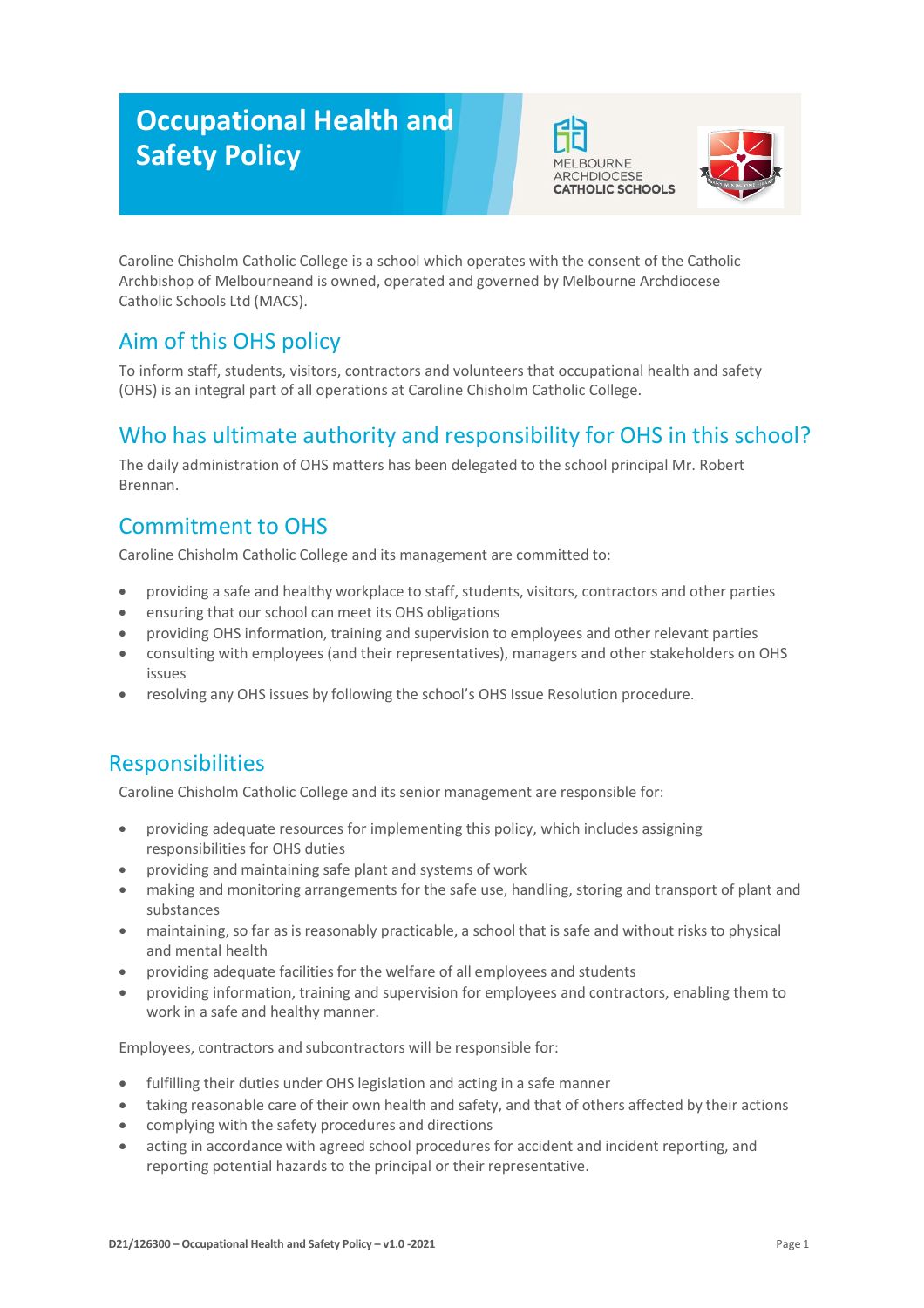# Occupational Health and Safety Policy

MELBOURNE ARCHDIOCESE CATHOLIC SCHOOLS

Caroline Chisholm Catholic College is a school which operates with the consent of the Catholic Archbishop of Melbourneand is owned, operated and governed by Melbourne Archdiocese Catholic Schools Ltd (MACS).

## Aim of this OHS policy

To inform staff, students, visitors, contractors and volunteers that occupational health and safety (OHS) is an integral part of all operations at Caroline Chisholm Catholic College.

## Who has ultimate authority and responsibility for OHS in this school?

The daily administration of OHS matters has been delegated to the school principal Mr. Robert Brennan.

## Commitment to OHS

Caroline Chisholm Catholic College and its management are committed to:

- providing a safe and healthy workplace to staff, students, visitors, contractors and other parties
- ensuring that our school can meet its OHS obligations
- providing OHS information, training and supervision to employees and other relevant parties
- consulting with employees (and their representatives), managers and other stakeholders on OHS issues
- resolving any OHS issues by following the school's OHS Issue Resolution procedure.

## Responsibilities

Caroline Chisholm Catholic College and its senior management are responsible for:

- providing adequate resources for implementing this policy, which includes assigning responsibilities for OHS duties
- providing and maintaining safe plant and systems of work
- making and monitoring arrangements for the safe use, handling, storing and transport of plant and substances
- maintaining, so far as is reasonably practicable, a school that is safe and without risks to physical and mental health
- providing adequate facilities for the welfare of all employees and students
- providing information, training and supervision for employees and contractors, enabling them to work in a safe and healthy manner.

Employees, contractors and subcontractors will be responsible for:

- fulfilling their duties under OHS legislation and acting in a safe manner
- taking reasonable care of their own health and safety, and that of others affected by their actions
- complying with the safety procedures and directions
- acting in accordance with agreed school procedures for accident and incident reporting, and reporting potential hazards to the principal or their representative.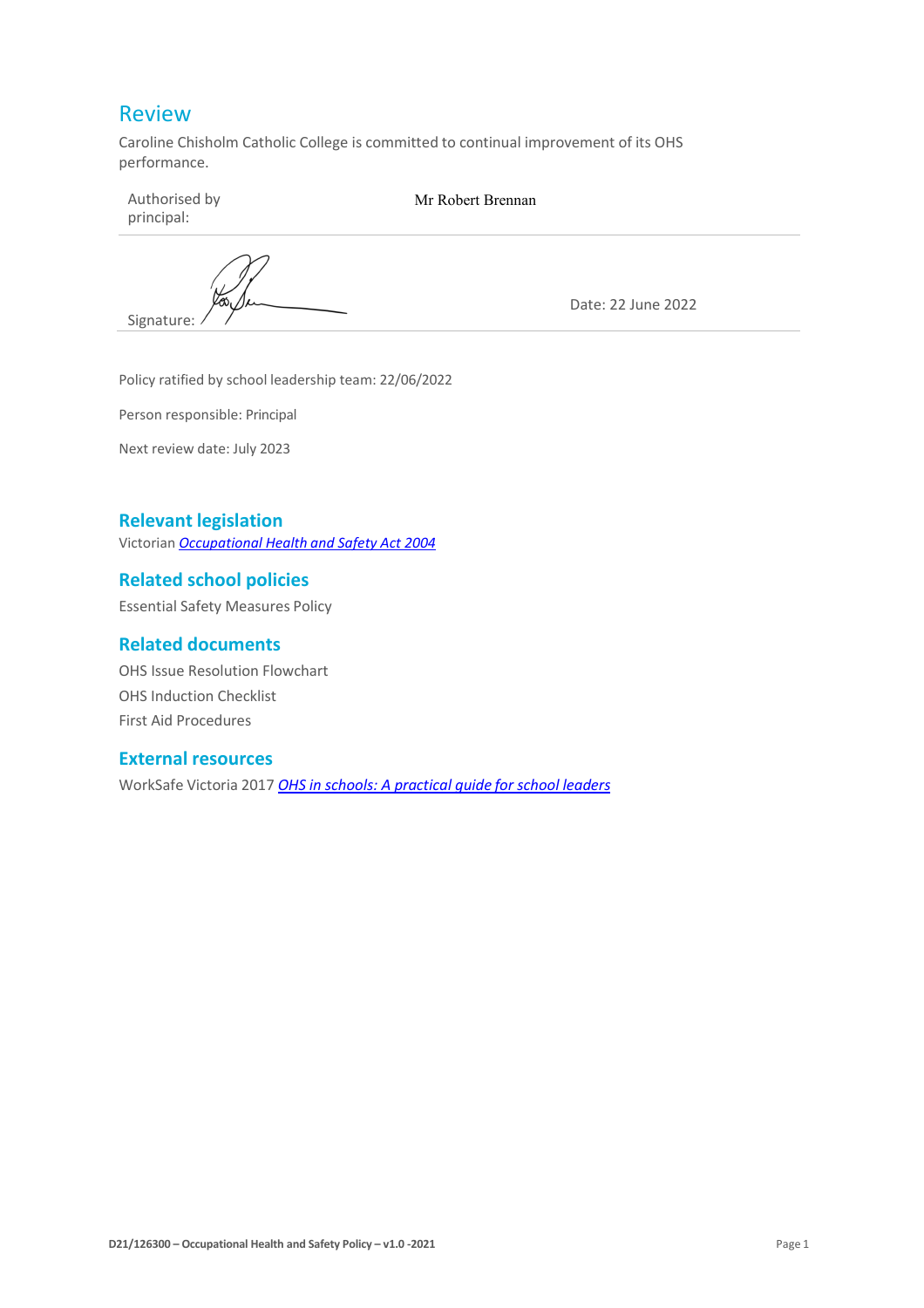## Review

Caroline Chisholm Catholic College is committed to continual improvement of its OHS performance.

| | |
|---|---|
| Authorised by principal: | Mr Robert Brennan |
| Signature: | Date: 22 June 2022 |

Policy ratified by school leadership team: 22/06/2022

Person responsible: Principal

Next review date: July 2023

### Relevant legislation

Victorian *Occupational Health and Safety Act 2004*

### Related school policies

Essential Safety Measures Policy

### Related documents

OHS Issue Resolution Flowchart

OHS Induction Checklist

First Aid Procedures

### External resources

WorkSafe Victoria 2017 *OHS in schools: A practical guide for school leaders*